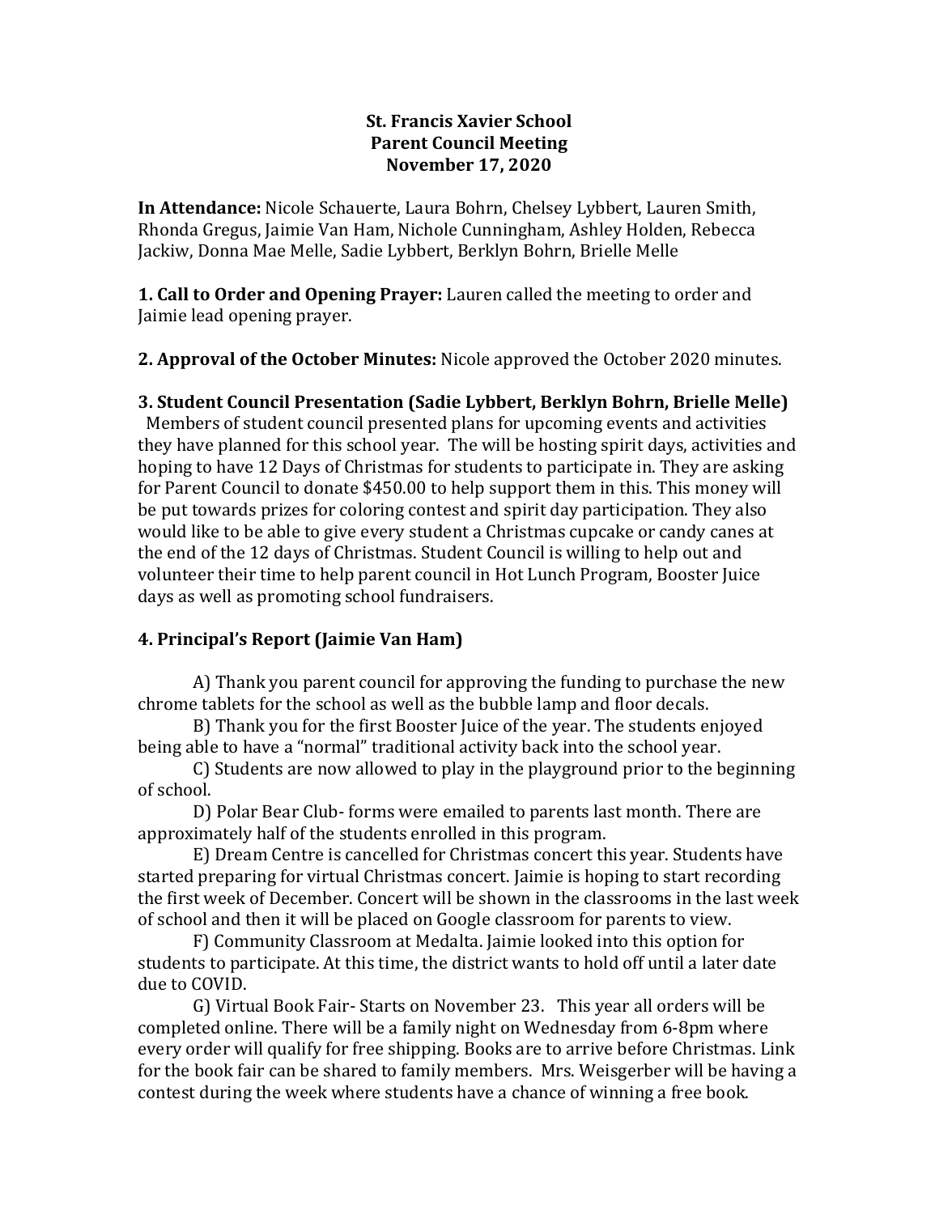**St. Francis Xavier School**
**Parent Council Meeting**
**November 17, 2020**

**In Attendance:** Nicole Schauerte, Laura Bohrn, Chelsey Lybbert, Lauren Smith, Rhonda Gregus, Jaimie Van Ham, Nichole Cunningham, Ashley Holden, Rebecca Jackiw, Donna Mae Melle, Sadie Lybbert, Berklyn Bohrn, Brielle Melle

**1. Call to Order and Opening Prayer:** Lauren called the meeting to order and Jaimie lead opening prayer.

**2. Approval of the October Minutes:** Nicole approved the October 2020 minutes.

**3. Student Council Presentation (Sadie Lybbert, Berklyn Bohrn, Brielle Melle)**

Members of student council presented plans for upcoming events and activities they have planned for this school year. The will be hosting spirit days, activities and hoping to have 12 Days of Christmas for students to participate in. They are asking for Parent Council to donate $450.00 to help support them in this. This money will be put towards prizes for coloring contest and spirit day participation. They also would like to be able to give every student a Christmas cupcake or candy canes at the end of the 12 days of Christmas. Student Council is willing to help out and volunteer their time to help parent council in Hot Lunch Program, Booster Juice days as well as promoting school fundraisers.

**4. Principal's Report (Jaimie Van Ham)**

A) Thank you parent council for approving the funding to purchase the new chrome tablets for the school as well as the bubble lamp and floor decals.

B) Thank you for the first Booster Juice of the year. The students enjoyed being able to have a "normal" traditional activity back into the school year.

C) Students are now allowed to play in the playground prior to the beginning of school.

D) Polar Bear Club- forms were emailed to parents last month. There are approximately half of the students enrolled in this program.

E) Dream Centre is cancelled for Christmas concert this year. Students have started preparing for virtual Christmas concert. Jaimie is hoping to start recording the first week of December. Concert will be shown in the classrooms in the last week of school and then it will be placed on Google classroom for parents to view.

F) Community Classroom at Medalta. Jaimie looked into this option for students to participate. At this time, the district wants to hold off until a later date due to COVID.

G) Virtual Book Fair- Starts on November 23. This year all orders will be completed online. There will be a family night on Wednesday from 6-8pm where every order will qualify for free shipping. Books are to arrive before Christmas. Link for the book fair can be shared to family members. Mrs. Weisgerber will be having a contest during the week where students have a chance of winning a free book.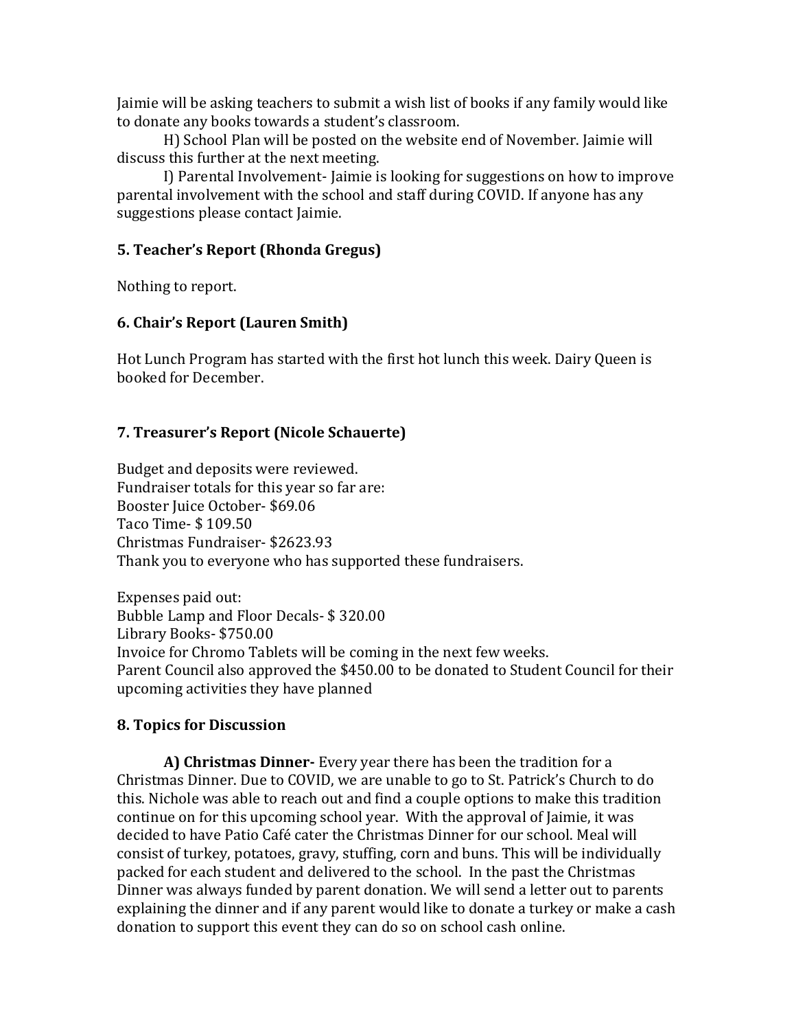Jaimie will be asking teachers to submit a wish list of books if any family would like to donate any books towards a student's classroom.

H) School Plan will be posted on the website end of November. Jaimie will discuss this further at the next meeting.

I) Parental Involvement- Jaimie is looking for suggestions on how to improve parental involvement with the school and staff during COVID. If anyone has any suggestions please contact Jaimie.

### 5. Teacher's Report (Rhonda Gregus)

Nothing to report.

### 6. Chair's Report (Lauren Smith)

Hot Lunch Program has started with the first hot lunch this week. Dairy Queen is booked for December.

### 7. Treasurer's Report (Nicole Schauerte)

Budget and deposits were reviewed.
Fundraiser totals for this year so far are:
Booster Juice October- $69.06
Taco Time- $ 109.50
Christmas Fundraiser- $2623.93
Thank you to everyone who has supported these fundraisers.

Expenses paid out:
Bubble Lamp and Floor Decals- $ 320.00
Library Books- $750.00
Invoice for Chromo Tablets will be coming in the next few weeks.
Parent Council also approved the $450.00 to be donated to Student Council for their upcoming activities they have planned

### 8. Topics for Discussion

**A) Christmas Dinner-** Every year there has been the tradition for a Christmas Dinner. Due to COVID, we are unable to go to St. Patrick's Church to do this. Nichole was able to reach out and find a couple options to make this tradition continue on for this upcoming school year. With the approval of Jaimie, it was decided to have Patio Café cater the Christmas Dinner for our school. Meal will consist of turkey, potatoes, gravy, stuffing, corn and buns. This will be individually packed for each student and delivered to the school. In the past the Christmas Dinner was always funded by parent donation. We will send a letter out to parents explaining the dinner and if any parent would like to donate a turkey or make a cash donation to support this event they can do so on school cash online.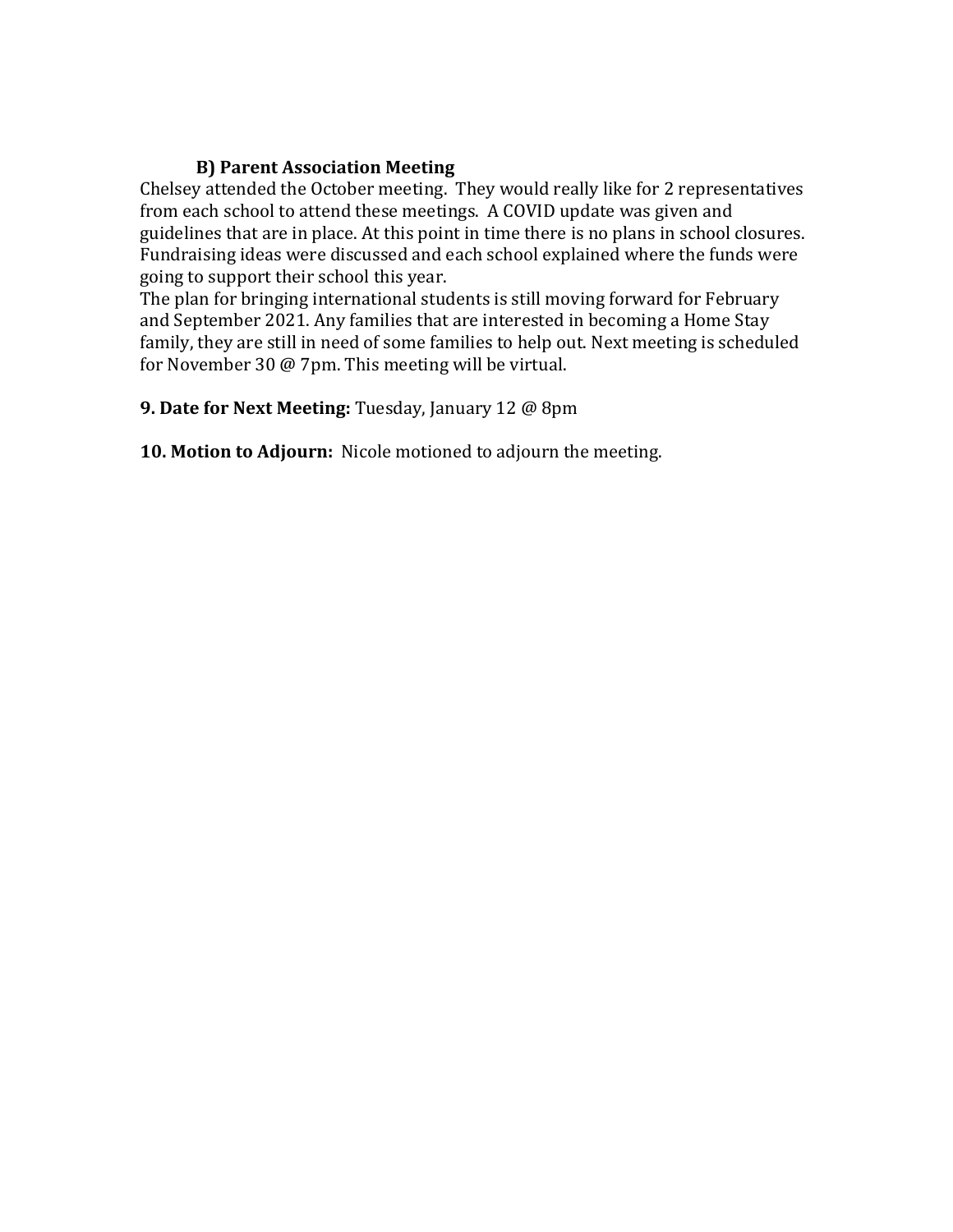**B) Parent Association Meeting**

Chelsey attended the October meeting. They would really like for 2 representatives from each school to attend these meetings. A COVID update was given and guidelines that are in place. At this point in time there is no plans in school closures. Fundraising ideas were discussed and each school explained where the funds were going to support their school this year.

The plan for bringing international students is still moving forward for February and September 2021. Any families that are interested in becoming a Home Stay family, they are still in need of some families to help out. Next meeting is scheduled for November 30 @ 7pm. This meeting will be virtual.

**9. Date for Next Meeting:** Tuesday, January 12 @ 8pm

**10. Motion to Adjourn:** Nicole motioned to adjourn the meeting.